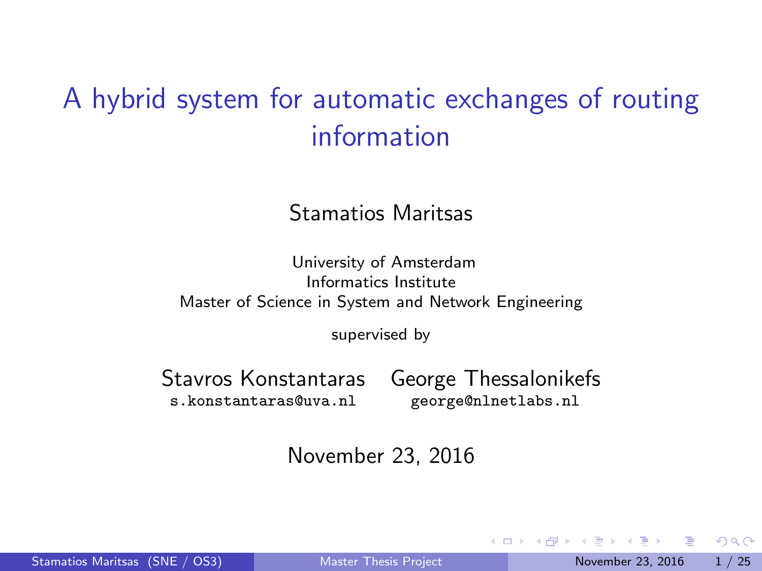# A hybrid system for automatic exchanges of routing information

Stamatios Maritsas

University of Amsterdam
Informatics Institute
Master of Science in System and Network Engineering

supervised by

Stavros Konstantaras
s.konstantaras@uva.nl

George Thessalonikefs
george@nlnetlabs.nl

November 23, 2016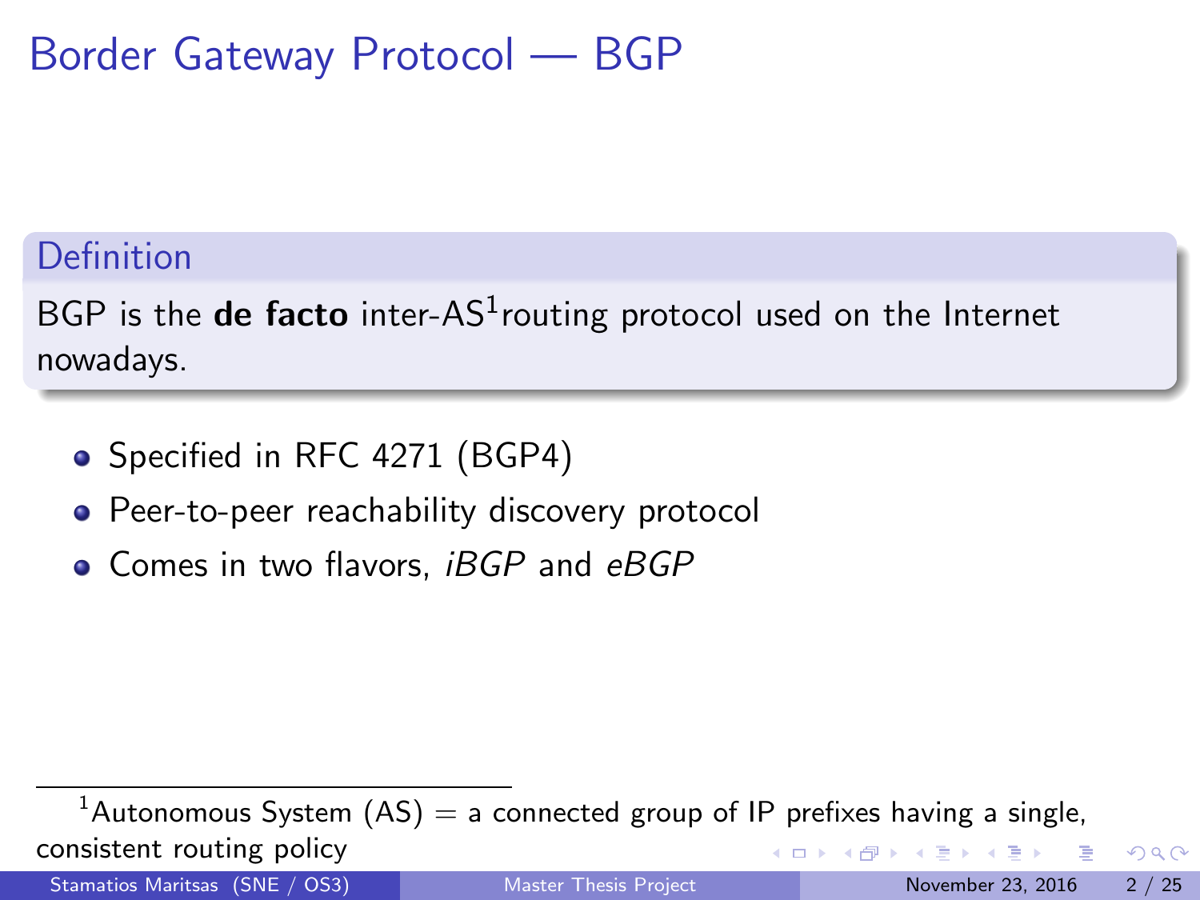# Border Gateway Protocol — BGP

**Definition**

BGP is the **de facto** inter-AS[1] routing protocol used on the Internet nowadays.

- Specified in RFC 4271 (BGP4)
- Peer-to-peer reachability discovery protocol
- Comes in two flavors, *iBGP* and *eBGP*

[1] Autonomous System (AS) = a connected group of IP prefixes having a single, consistent routing policy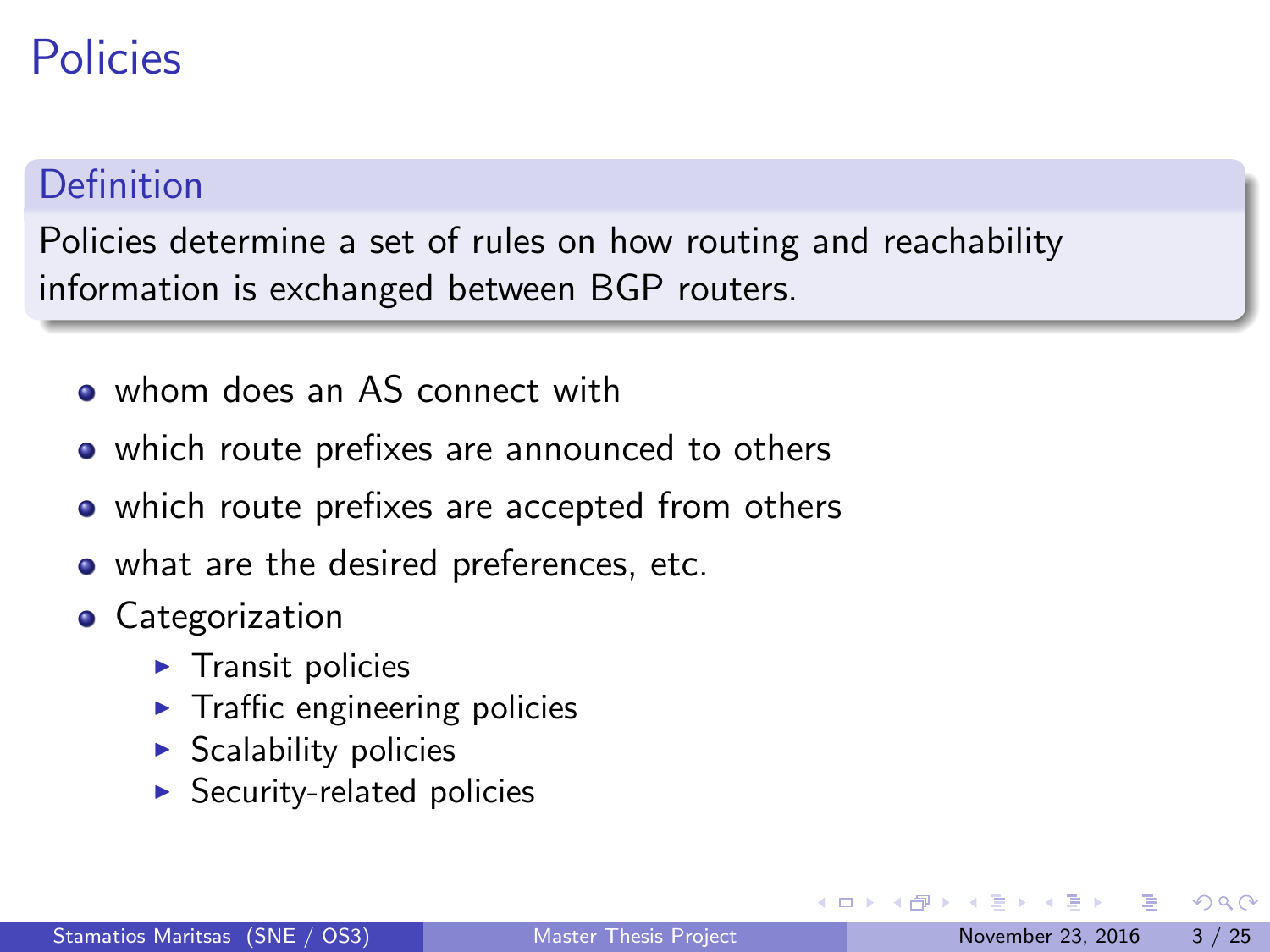# Policies

**Definition**

Policies determine a set of rules on how routing and reachability information is exchanged between BGP routers.

- whom does an AS connect with
- which route prefixes are announced to others
- which route prefixes are accepted from others
- what are the desired preferences, etc.
- Categorization
  - Transit policies
  - Traffic engineering policies
  - Scalability policies
  - Security-related policies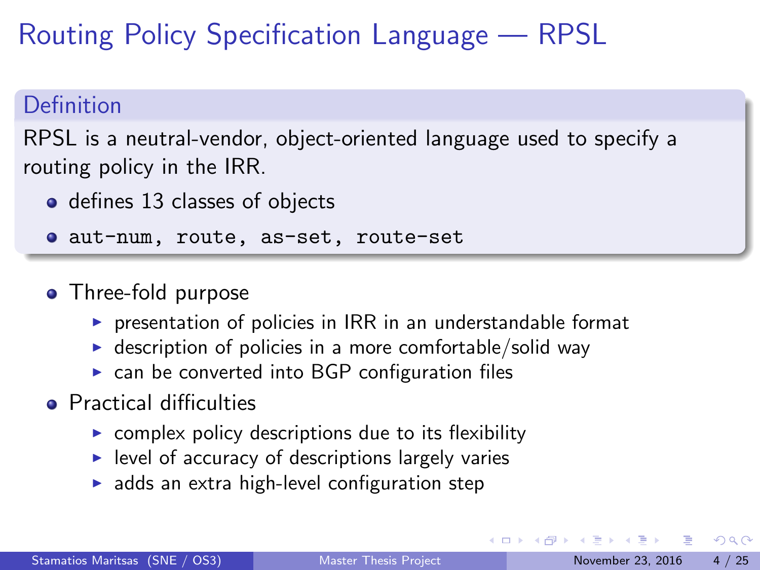# Routing Policy Specification Language — RPSL

## Definition

RPSL is a neutral-vendor, object-oriented language used to specify a routing policy in the IRR.

- defines 13 classes of objects
- `aut-num, route, as-set, route-set`

- Three-fold purpose
  - presentation of policies in IRR in an understandable format
  - description of policies in a more comfortable/solid way
  - can be converted into BGP configuration files
- Practical difficulties
  - complex policy descriptions due to its flexibility
  - level of accuracy of descriptions largely varies
  - adds an extra high-level configuration step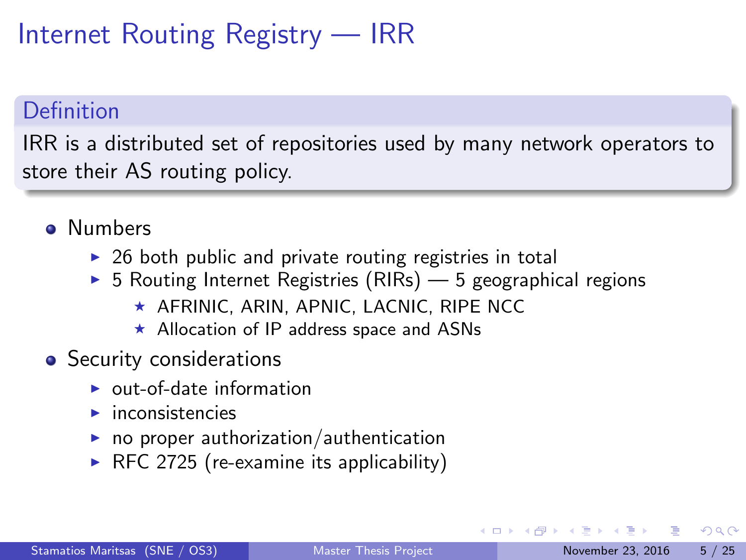# Internet Routing Registry — IRR

**Definition**

IRR is a distributed set of repositories used by many network operators to store their AS routing policy.

- Numbers
  - 26 both public and private routing registries in total
  - 5 Routing Internet Registries (RIRs) — 5 geographical regions
    - AFRINIC, ARIN, APNIC, LACNIC, RIPE NCC
    - Allocation of IP address space and ASNs
- Security considerations
  - out-of-date information
  - inconsistencies
  - no proper authorization/authentication
  - RFC 2725 (re-examine its applicability)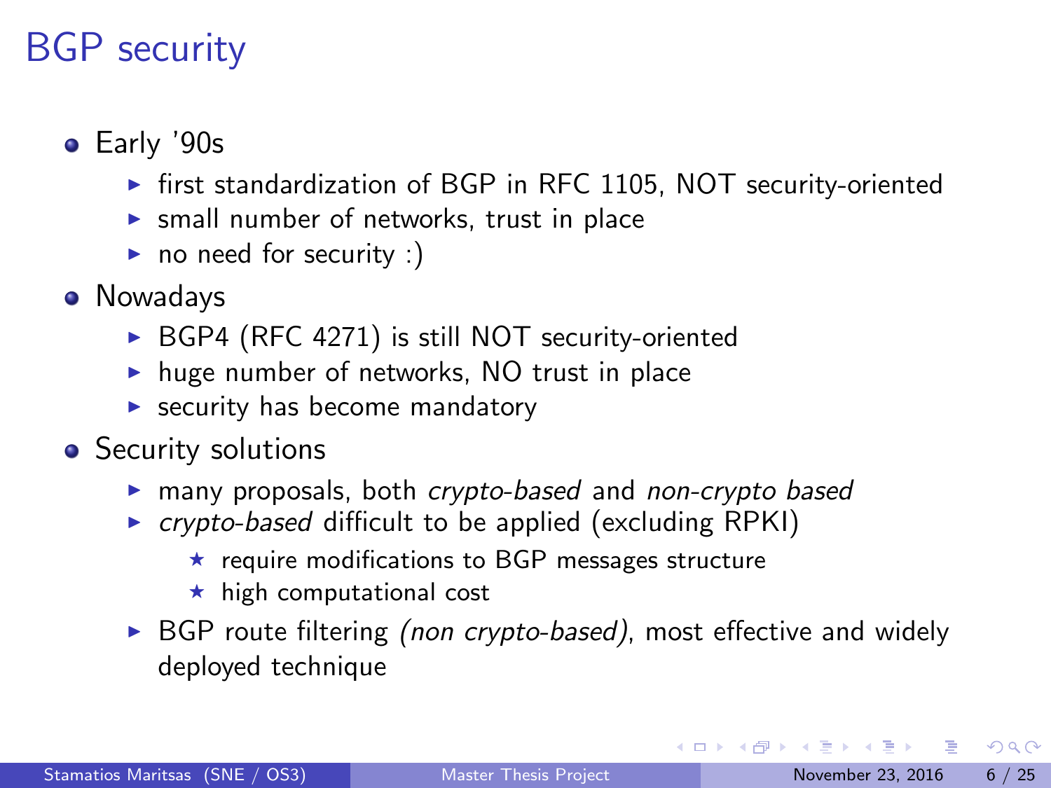# BGP security

- Early '90s
  - first standardization of BGP in RFC 1105, NOT security-oriented
  - small number of networks, trust in place
  - no need for security :)
- Nowadays
  - BGP4 (RFC 4271) is still NOT security-oriented
  - huge number of networks, NO trust in place
  - security has become mandatory
- Security solutions
  - many proposals, both *crypto-based* and *non-crypto based*
  - *crypto-based* difficult to be applied (excluding RPKI)
    - require modifications to BGP messages structure
    - high computational cost
  - BGP route filtering *(non crypto-based)*, most effective and widely deployed technique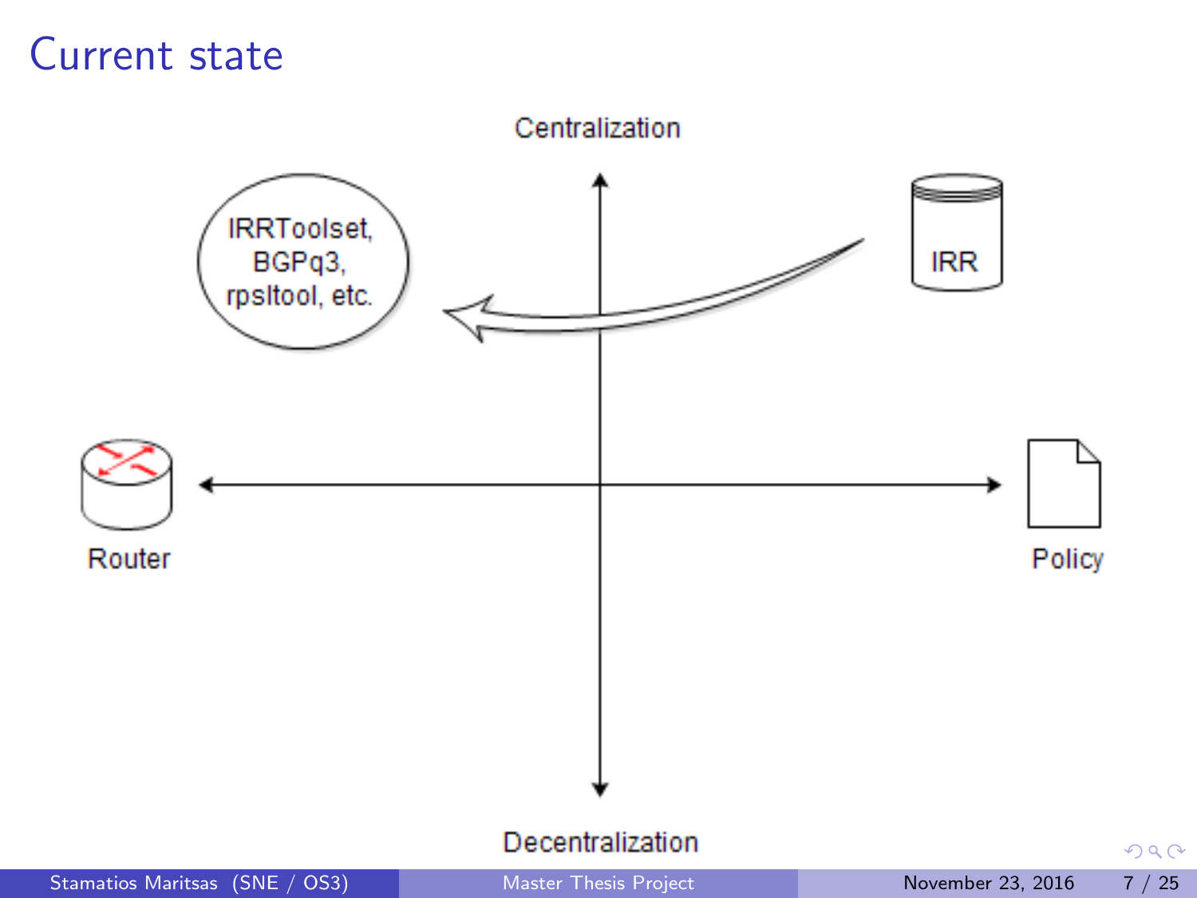# Current state

Centralization

IRRToolset, BGPq3, rpsltool, etc.

IRR

Router

Policy

Decentralization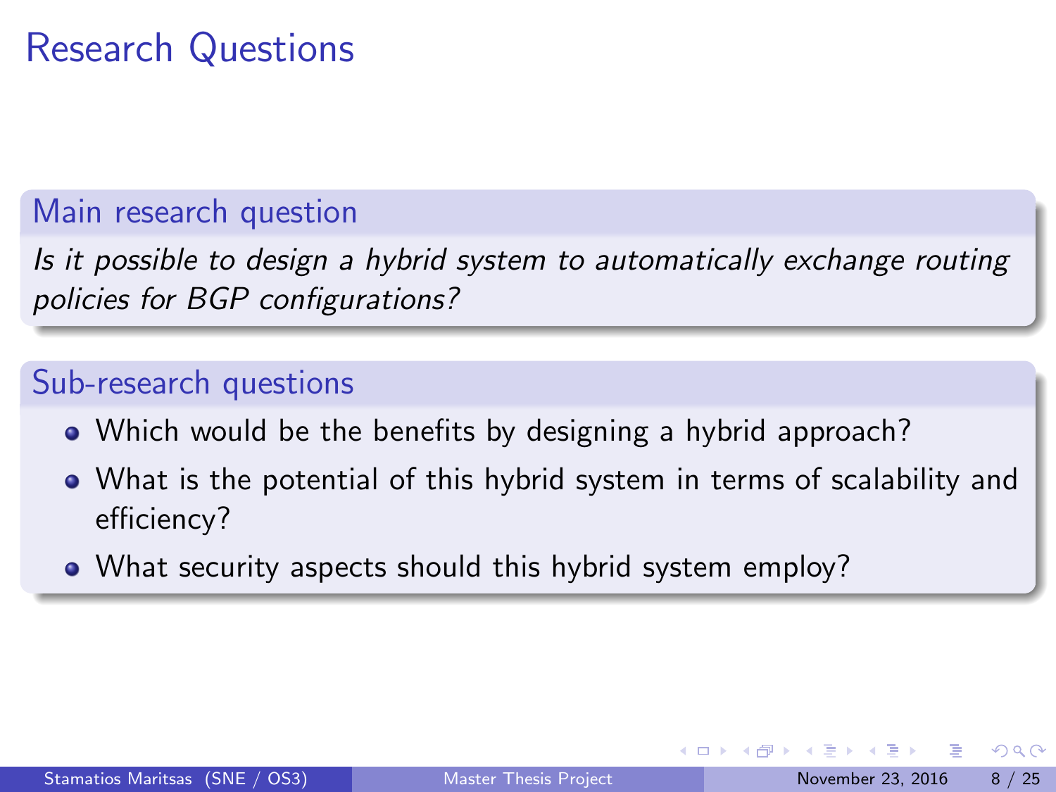# Research Questions

## Main research question

*Is it possible to design a hybrid system to automatically exchange routing policies for BGP configurations?*

## Sub-research questions

- Which would be the benefits by designing a hybrid approach?
- What is the potential of this hybrid system in terms of scalability and efficiency?
- What security aspects should this hybrid system employ?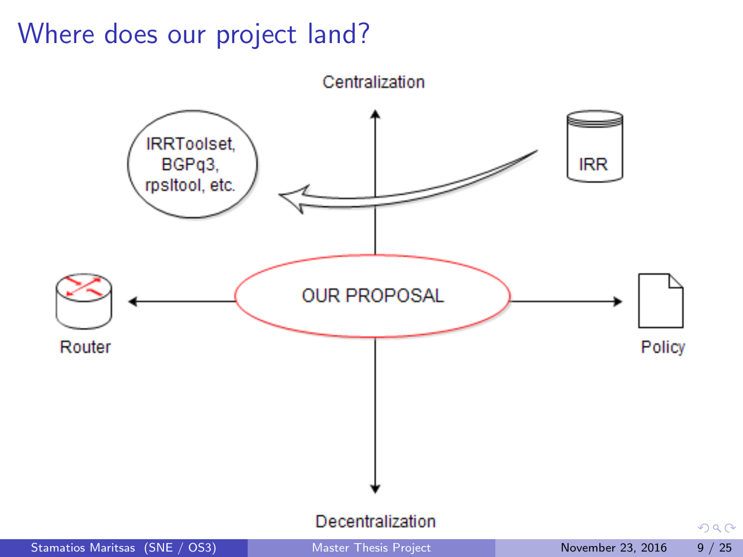# Where does our project land?

Centralization

IRRToolset, BGPq3, rpsltool, etc.

IRR

Router

OUR PROPOSAL

Policy

Decentralization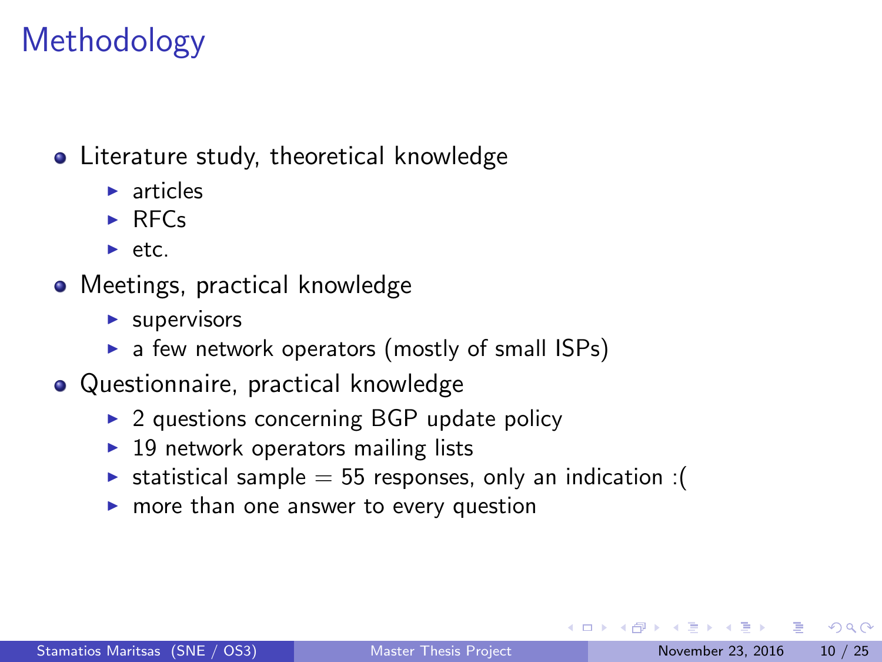# Methodology

- Literature study, theoretical knowledge
  - articles
  - RFCs
  - etc.
- Meetings, practical knowledge
  - supervisors
  - a few network operators (mostly of small ISPs)
- Questionnaire, practical knowledge
  - 2 questions concerning BGP update policy
  - 19 network operators mailing lists
  - statistical sample = 55 responses, only an indication :(
  - more than one answer to every question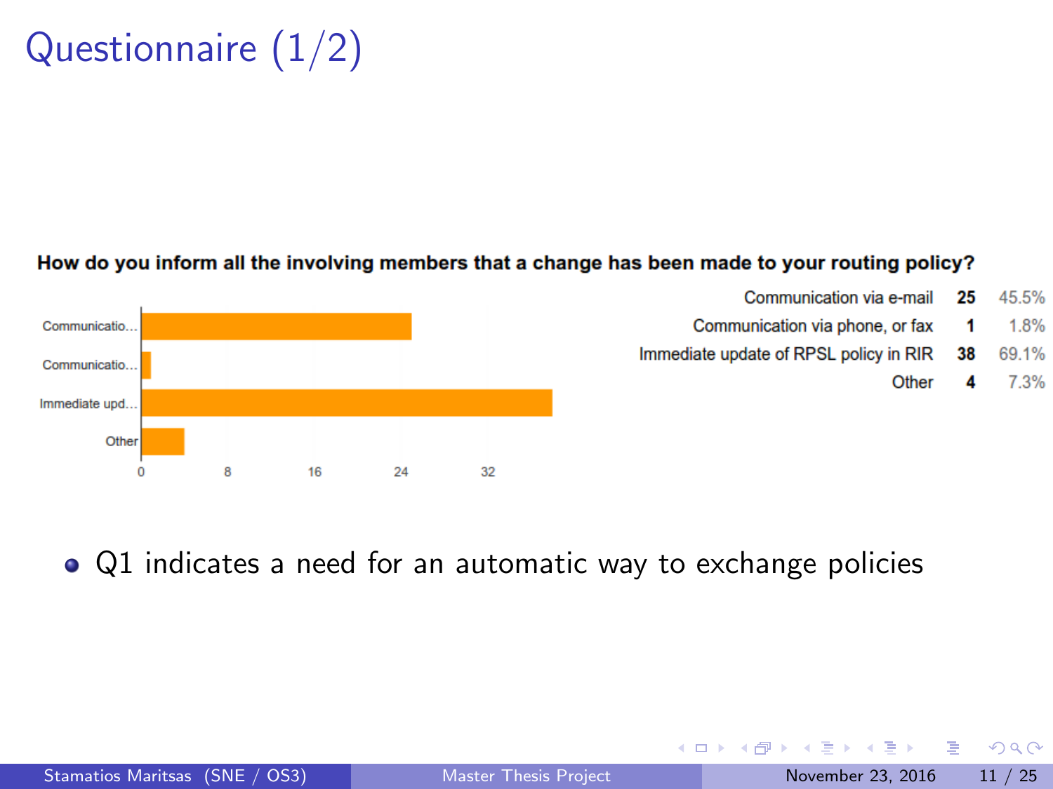# Questionnaire (1/2)

**How do you inform all the involving members that a change has been made to your routing policy?**

| | | |
|---|---|---|
| Communication via e-mail | **25** | 45.5% |
| Communication via phone, or fax | **1** | 1.8% |
| Immediate update of RPSL policy in RIR | **38** | 69.1% |
| Other | **4** | 7.3% |

- Q1 indicates a need for an automatic way to exchange policies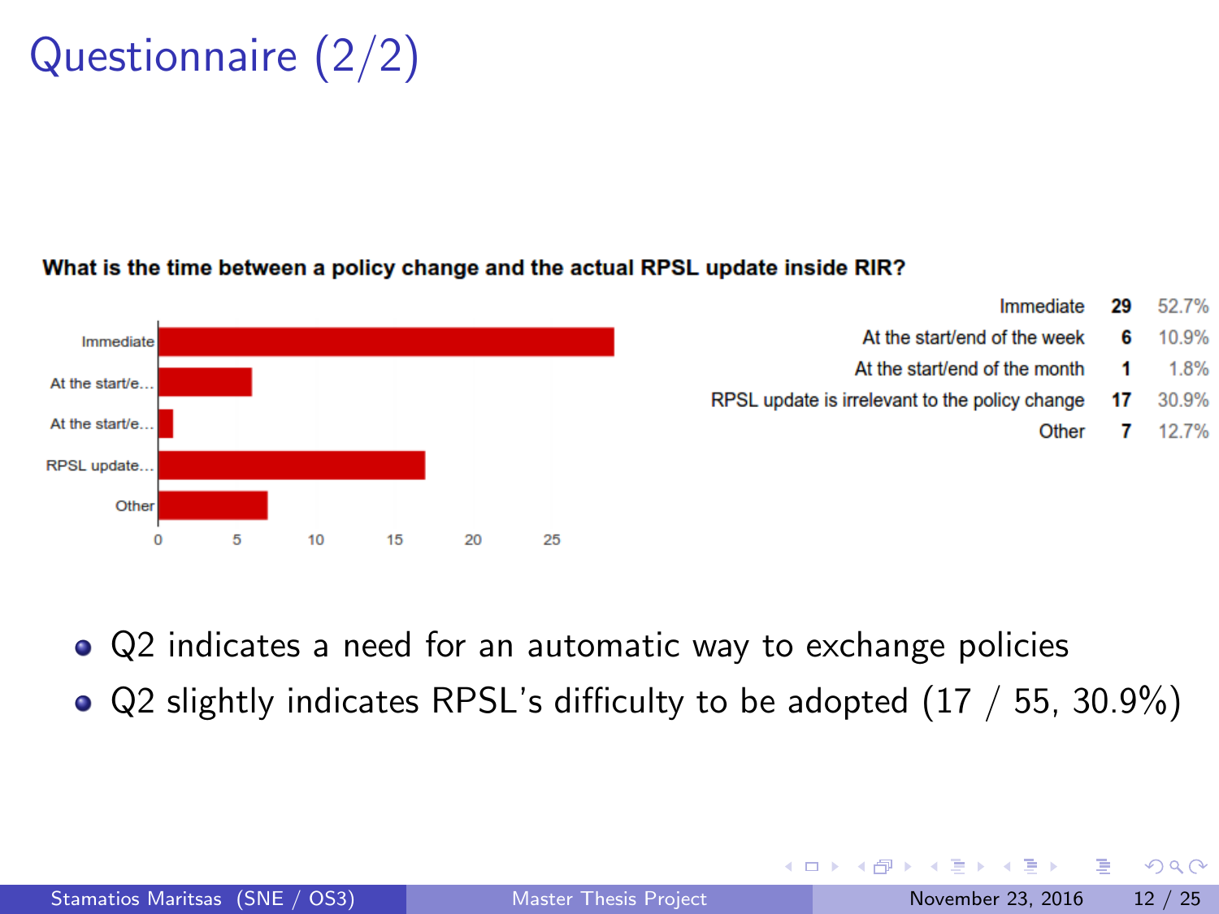# Questionnaire (2/2)

**What is the time between a policy change and the actual RPSL update inside RIR?**

| Answer | Count | Percentage |
|---|---|---|
| Immediate | 29 | 52.7% |
| At the start/end of the week | 6 | 10.9% |
| At the start/end of the month | 1 | 1.8% |
| RPSL update is irrelevant to the policy change | 17 | 30.9% |
| Other | 7 | 12.7% |

- Q2 indicates a need for an automatic way to exchange policies
- Q2 slightly indicates RPSL's difficulty to be adopted (17 / 55, 30.9%)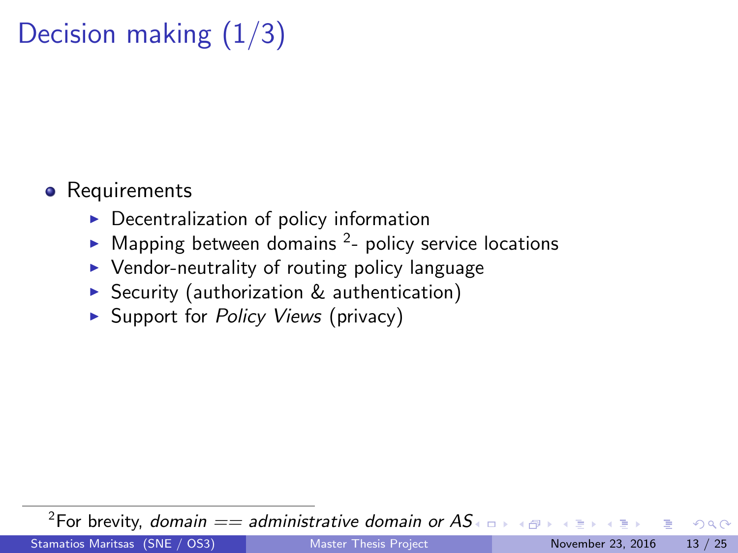# Decision making (1/3)

- Requirements
  - Decentralization of policy information
  - Mapping between domains [2]- policy service locations
  - Vendor-neutrality of routing policy language
  - Security (authorization & authentication)
  - Support for *Policy Views* (privacy)

[2] For brevity, *domain == administrative domain or AS*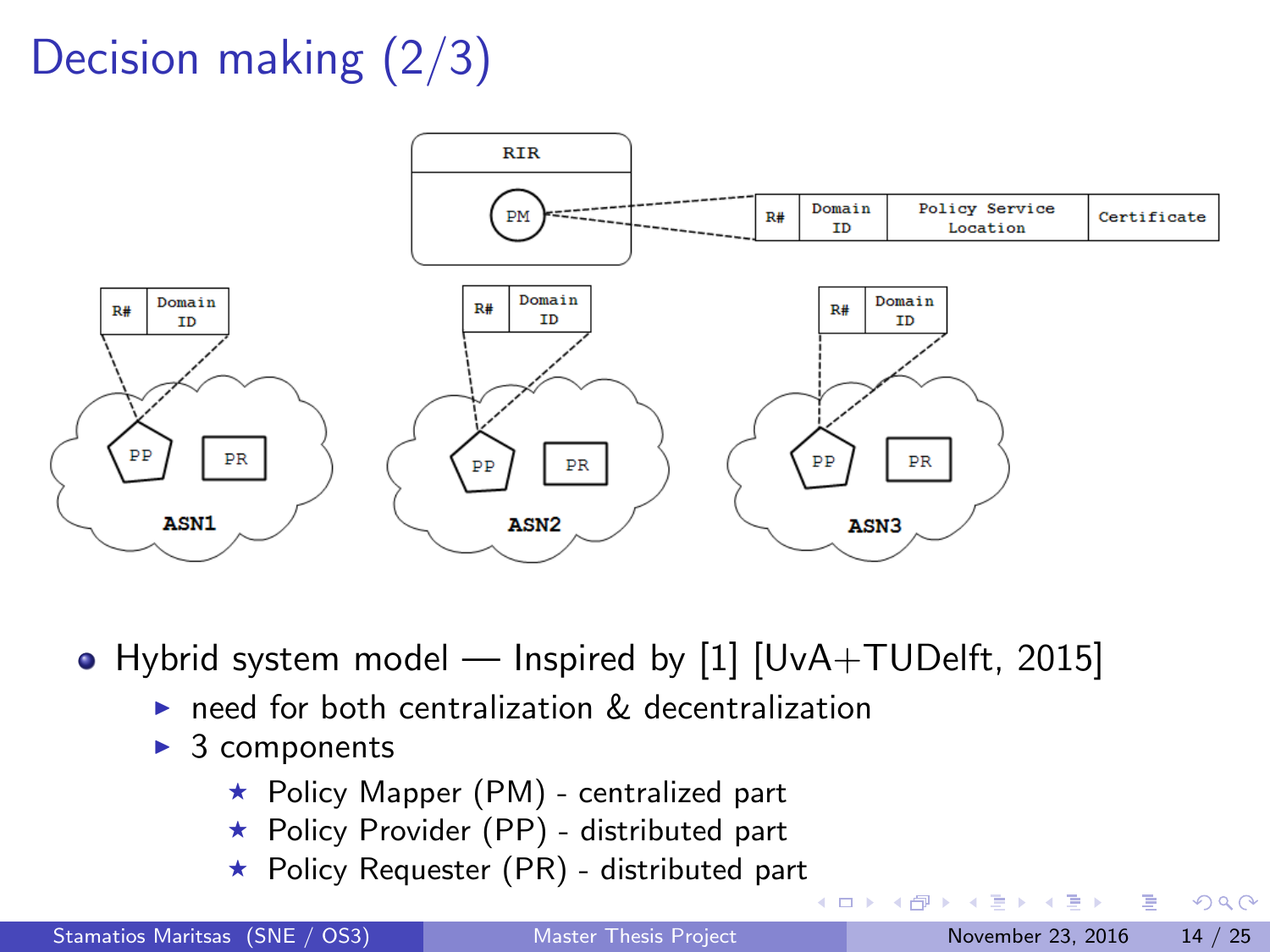# Decision making (2/3)

- Hybrid system model — Inspired by [1] [UvA+TUDelft, 2015]
  - need for both centralization & decentralization
  - 3 components
    - Policy Mapper (PM) - centralized part
    - Policy Provider (PP) - distributed part
    - Policy Requester (PR) - distributed part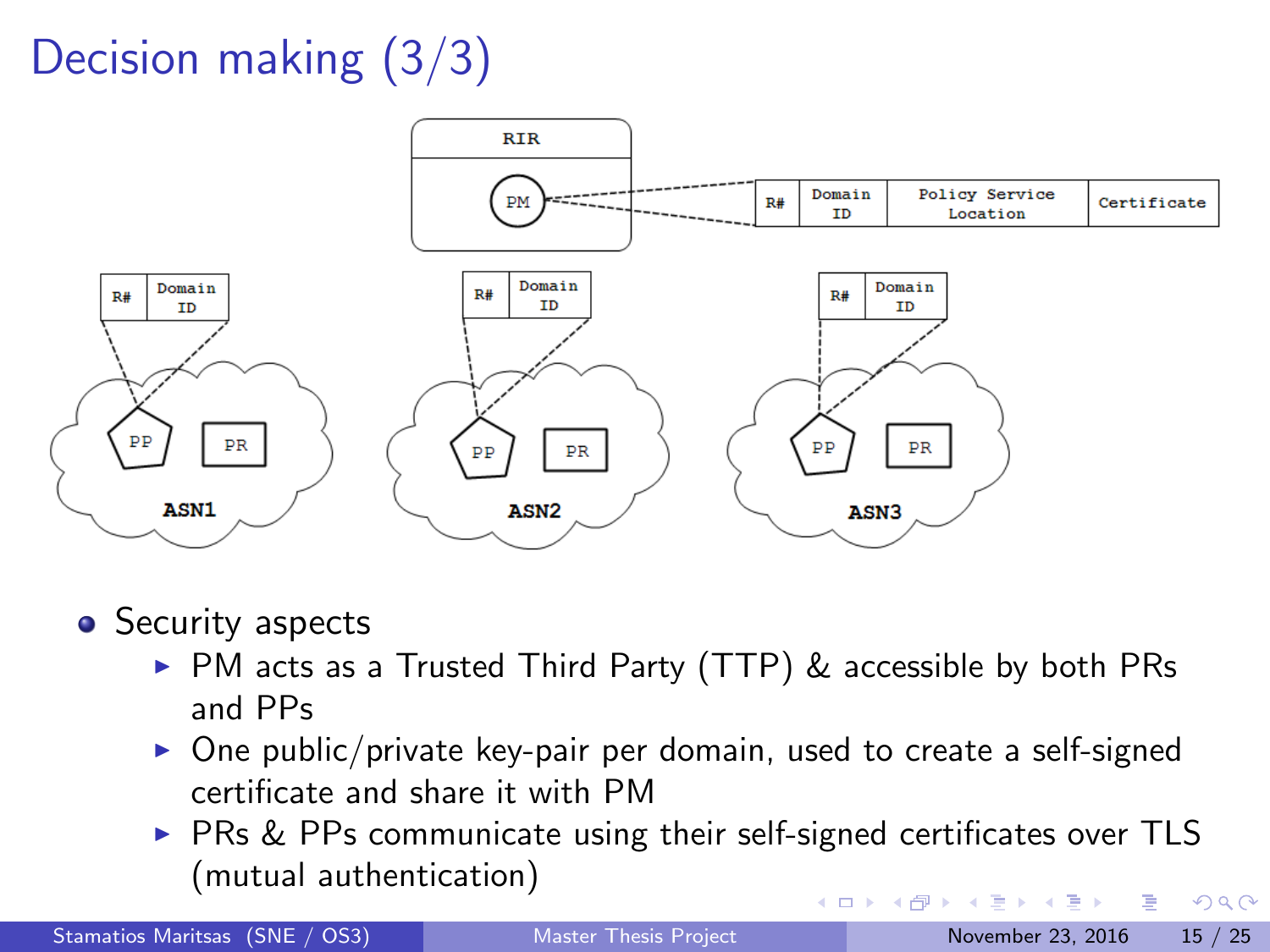# Decision making (3/3)

- Security aspects
  - PM acts as a Trusted Third Party (TTP) & accessible by both PRs and PPs
  - One public/private key-pair per domain, used to create a self-signed certificate and share it with PM
  - PRs & PPs communicate using their self-signed certificates over TLS (mutual authentication)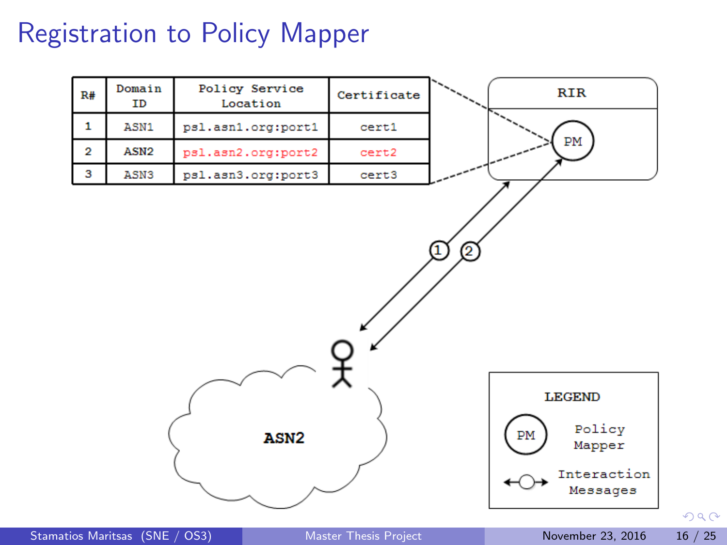# Registration to Policy Mapper

| R# | Domain ID | Policy Service Location | Certificate |
|---|---|---|---|
| 1 | ASN1 | psl.asn1.org:port1 | cert1 |
| 2 | ASN2 | psl.asn2.org:port2 | cert2 |
| 3 | ASN3 | psl.asn3.org:port3 | cert3 |

RIR

PM

1 2

ASN2

LEGEND

PM Policy Mapper

Interaction Messages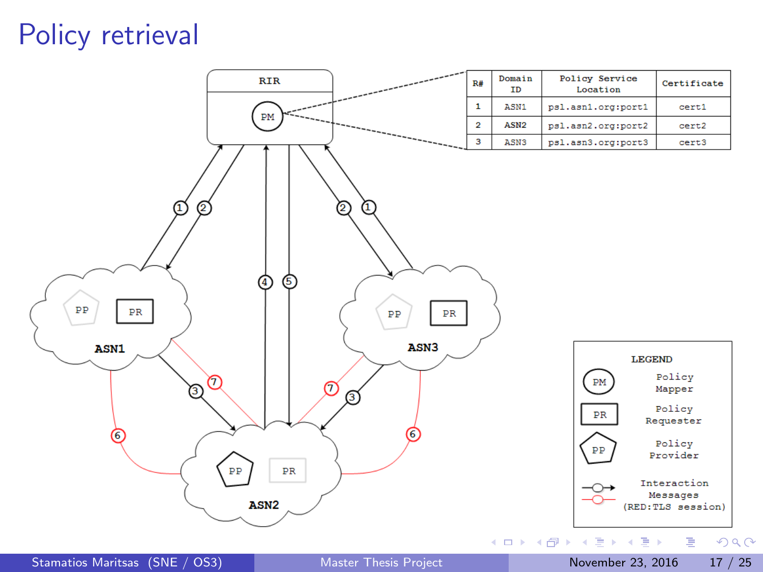# Policy retrieval

| R# | Domain ID | Policy Service Location | Certificate |
| --- | --- | --- | --- |
| 1 | ASN1 | psl.asn1.org:port1 | cert1 |
| 2 | ASN2 | psl.asn2.org:port2 | cert2 |
| 3 | ASN3 | psl.asn3.org:port3 | cert3 |

RIR

PM

ASN1: PP, PR

ASN2: PP, PR

ASN3: PP, PR

LEGEND

- PM — Policy Mapper
- PR — Policy Requester
- PP — Policy Provider
- Interaction Messages (RED:TLS session)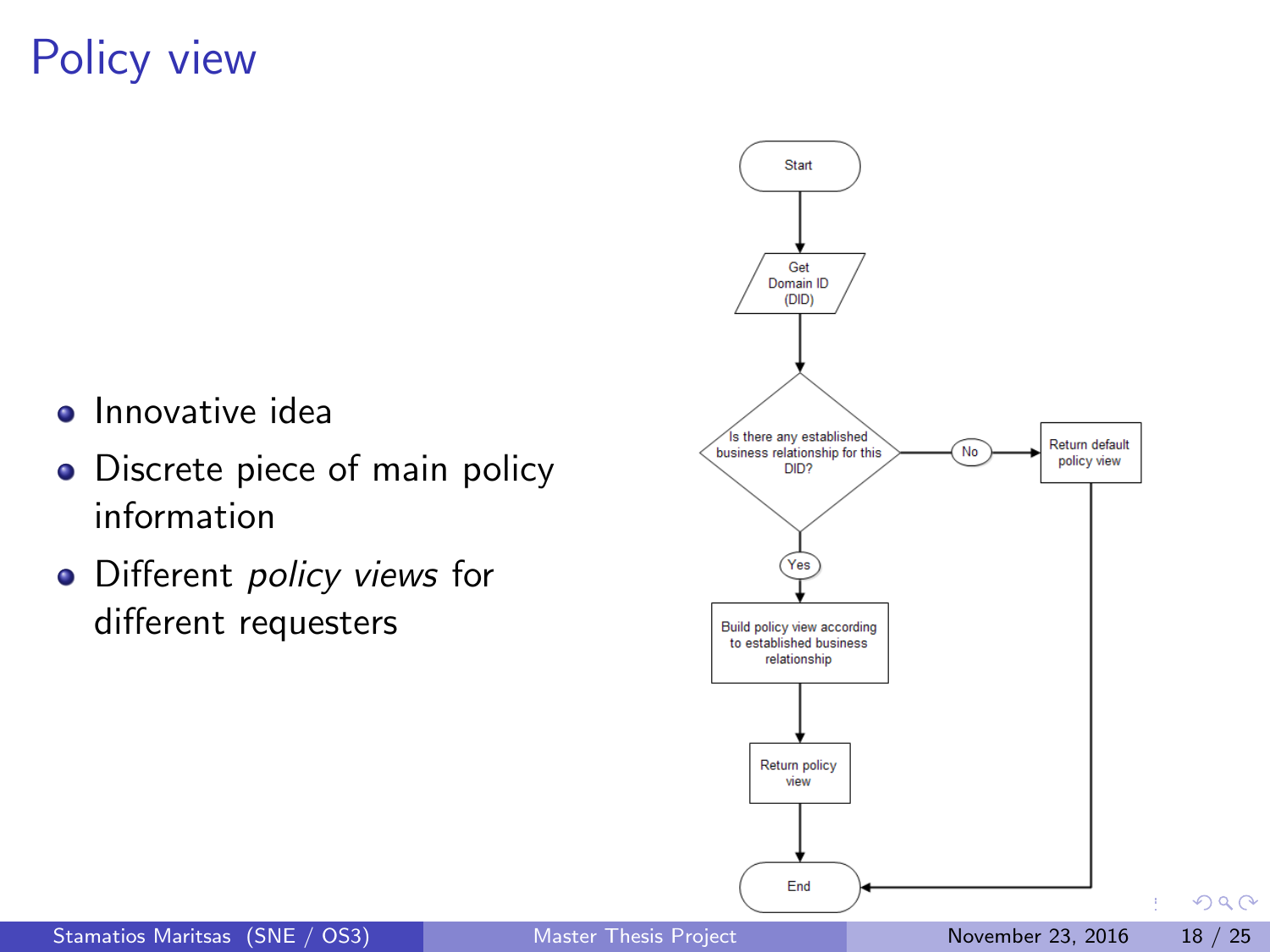# Policy view

- Innovative idea
- Discrete piece of main policy information
- Different *policy views* for different requesters

Start

Get Domain ID (DID)

Is there any established business relationship for this DID?

No

Return default policy view

Yes

Build policy view according to established business relationship

Return policy view

End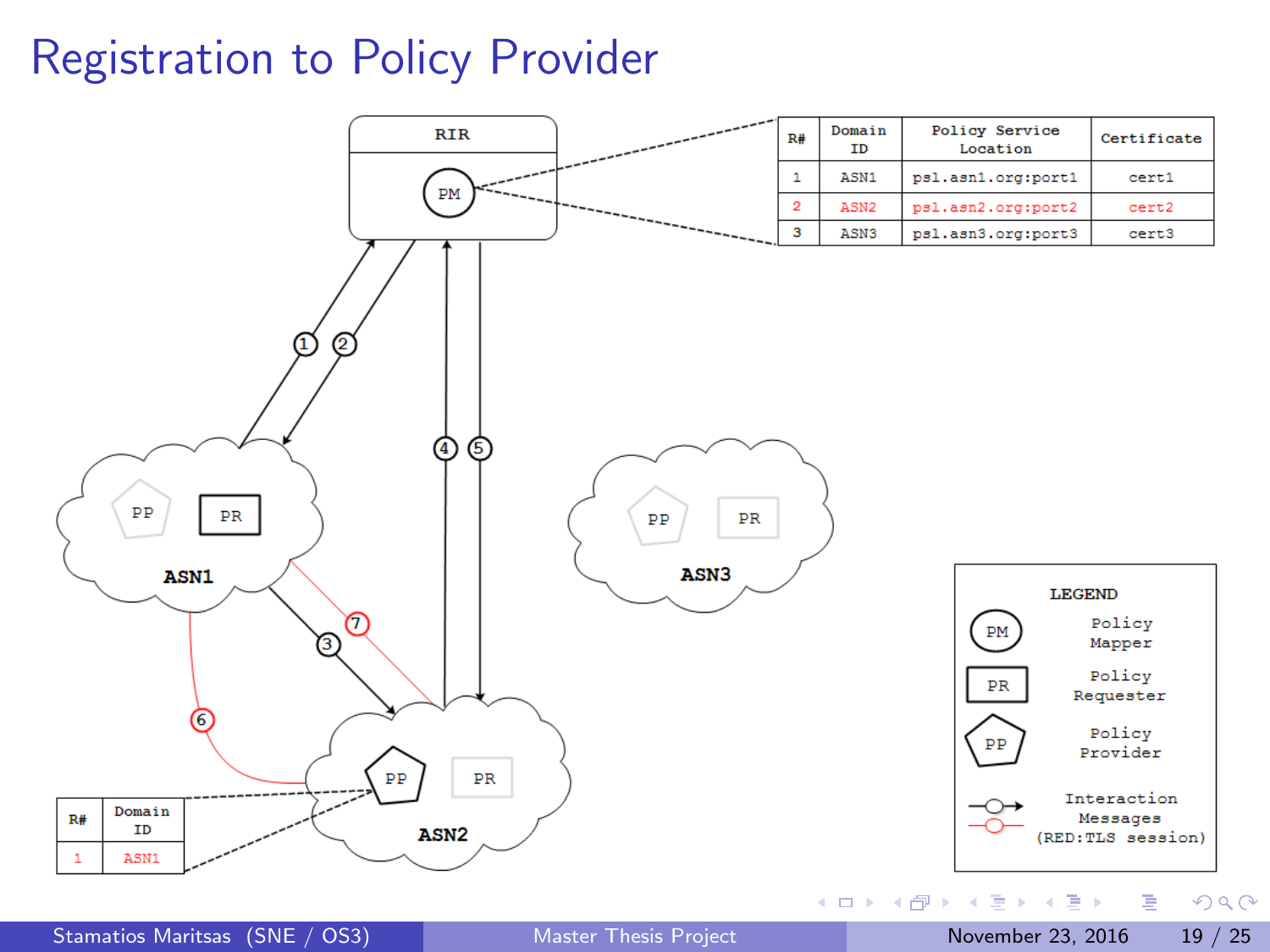# Registration to Policy Provider

| R# | Domain ID | Policy Service Location | Certificate |
|---|---|---|---|
| 1 | ASN1 | psl.asn1.org:port1 | cert1 |
| 2 | ASN2 | psl.asn2.org:port2 | cert2 |
| 3 | ASN3 | psl.asn3.org:port3 | cert3 |

RIR

PM

ASN1: PP, PR

ASN2: PP, PR

ASN3: PP, PR

| R# | Domain ID |
|---|---|
| 1 | ASN1 |

LEGEND

- PM: Policy Mapper
- PR: Policy Requester
- PP: Policy Provider
- Interaction Messages (RED:TLS session)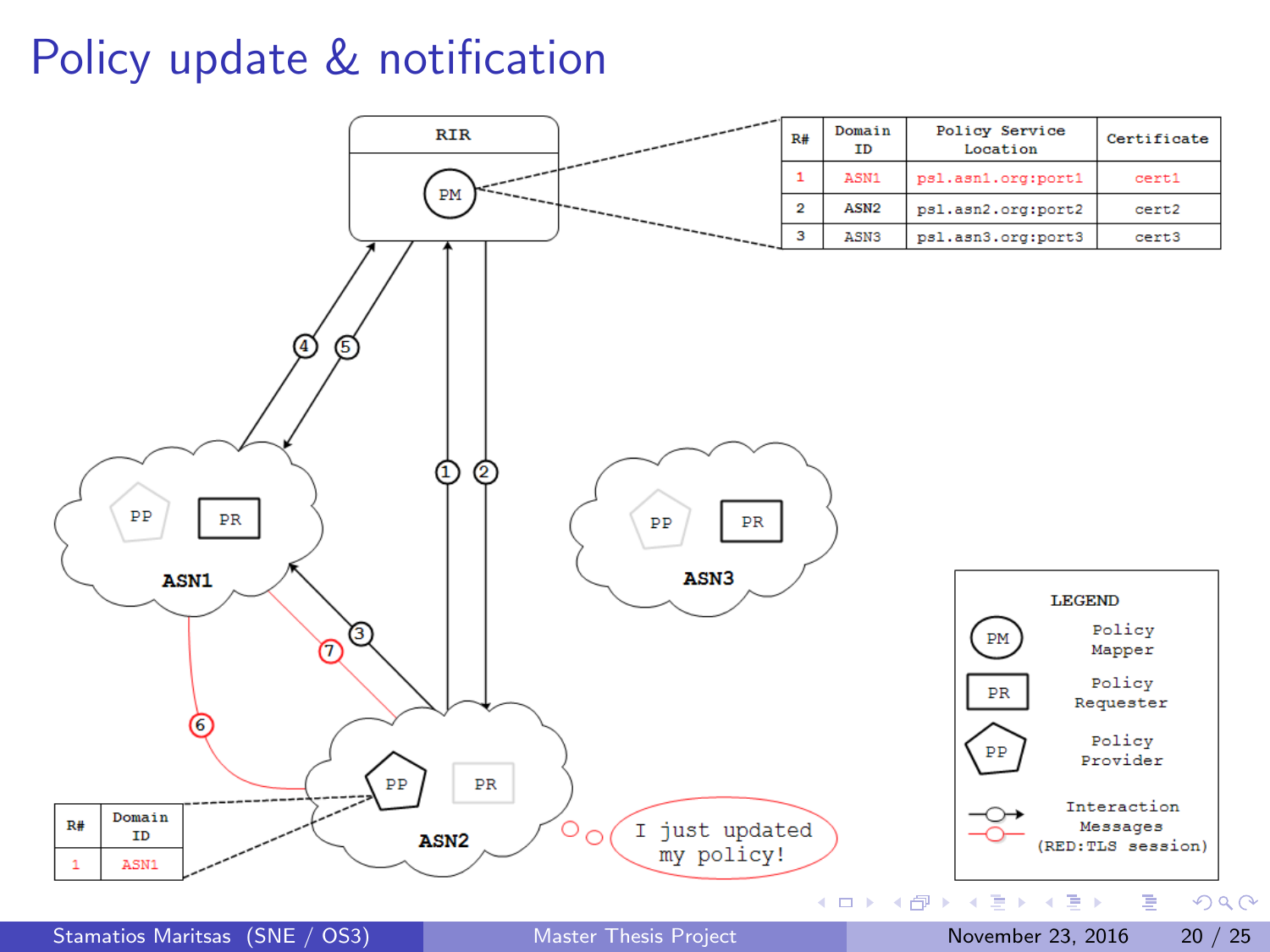# Policy update & notification

| R# | Domain ID | Policy Service Location | Certificate |
|---|---|---|---|
| 1 | ASN1 | psl.asn1.org:port1 | cert1 |
| 2 | ASN2 | psl.asn2.org:port2 | cert2 |
| 3 | ASN3 | psl.asn3.org:port3 | cert3 |

RIR

PM

④ ⑤ ① ②

PP PR

ASN1

PP PR

ASN3

③ ⑦ ⑥

PP PR

ASN2

| R# | Domain ID |
|---|---|
| 1 | ASN1 |

I just updated my policy!

LEGEND

- PM: Policy Mapper
- PR: Policy Requester
- PP: Policy Provider
- Interaction Messages (RED:TLS session)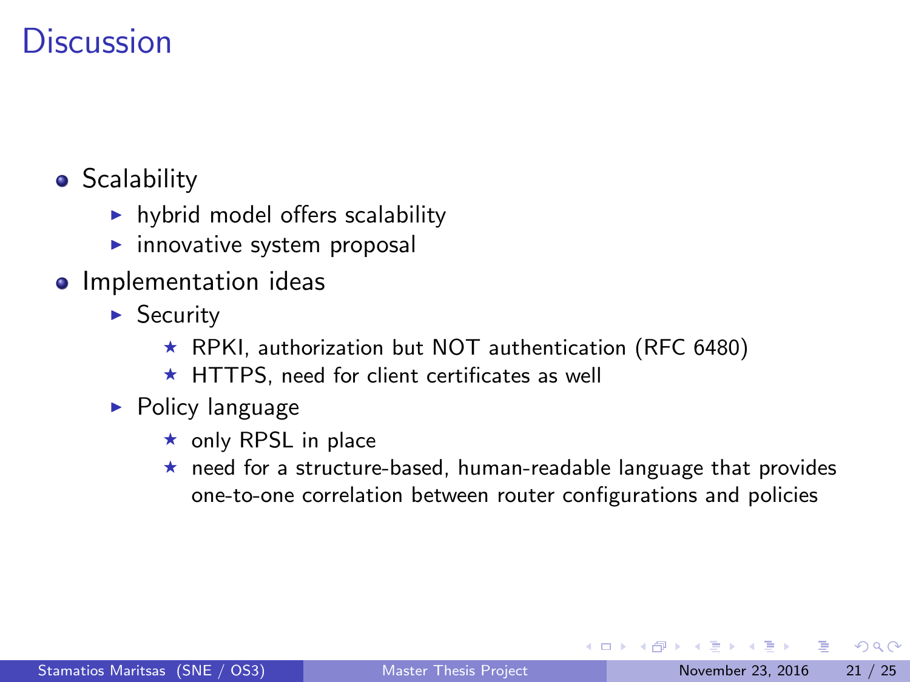# Discussion

- Scalability
  - hybrid model offers scalability
  - innovative system proposal
- Implementation ideas
  - Security
    - RPKI, authorization but NOT authentication (RFC 6480)
    - HTTPS, need for client certificates as well
  - Policy language
    - only RPSL in place
    - need for a structure-based, human-readable language that provides one-to-one correlation between router configurations and policies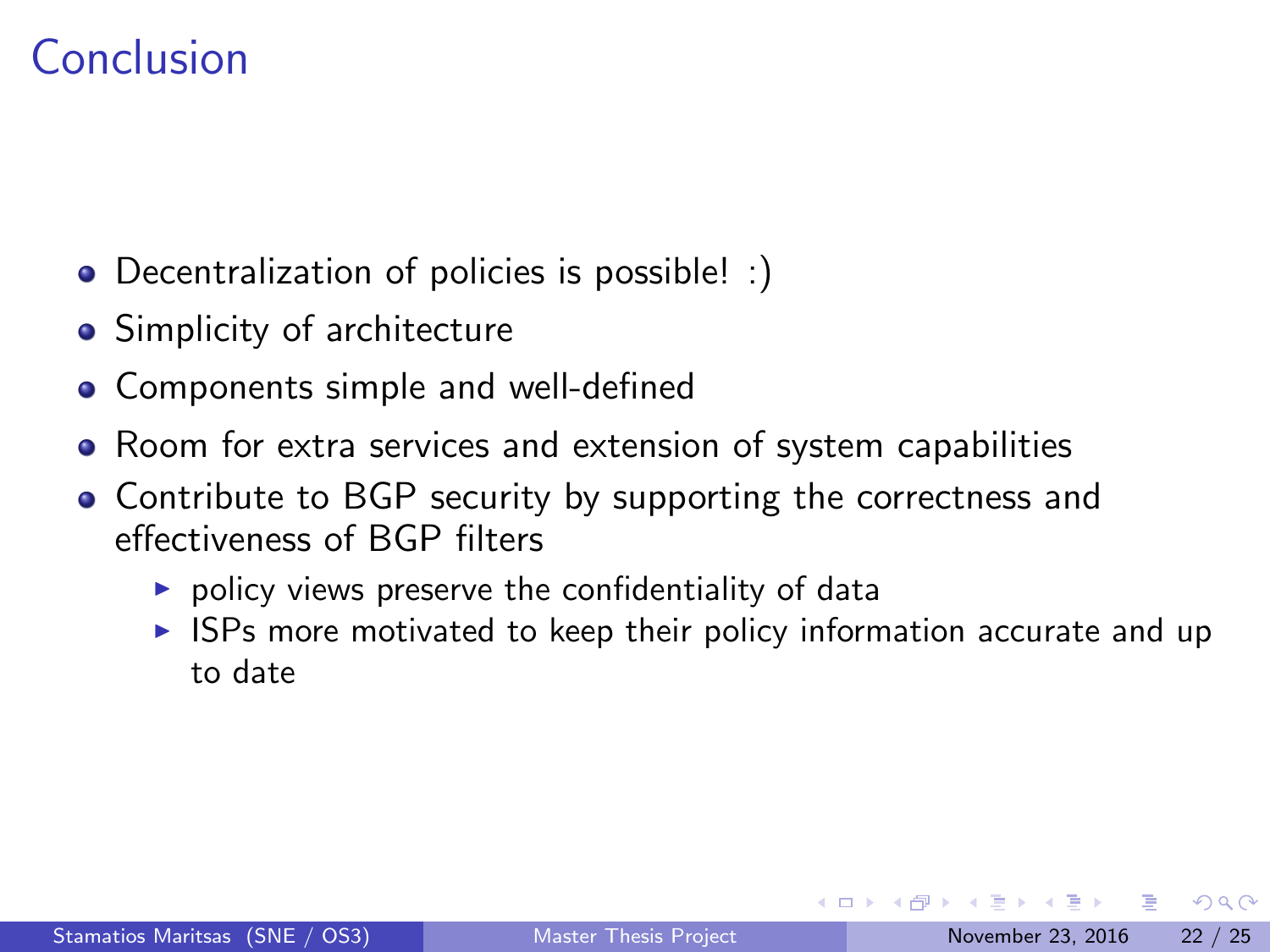# Conclusion

- Decentralization of policies is possible! :)
- Simplicity of architecture
- Components simple and well-defined
- Room for extra services and extension of system capabilities
- Contribute to BGP security by supporting the correctness and effectiveness of BGP filters
  - policy views preserve the confidentiality of data
  - ISPs more motivated to keep their policy information accurate and up to date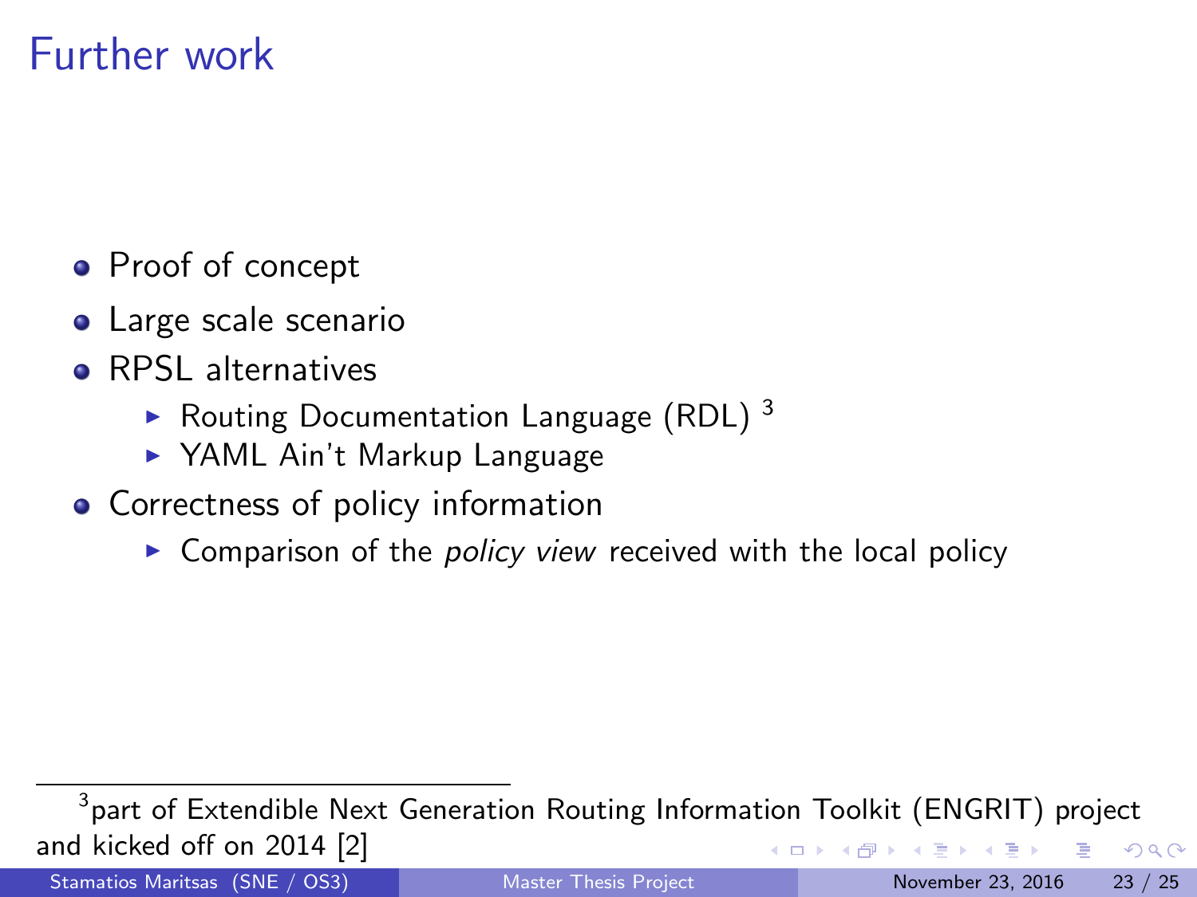# Further work

- Proof of concept
- Large scale scenario
- RPSL alternatives
  - Routing Documentation Language (RDL) [3]
  - YAML Ain't Markup Language
- Correctness of policy information
  - Comparison of the *policy view* received with the local policy

[3] part of Extendible Next Generation Routing Information Toolkit (ENGRIT) project and kicked off on 2014 [2]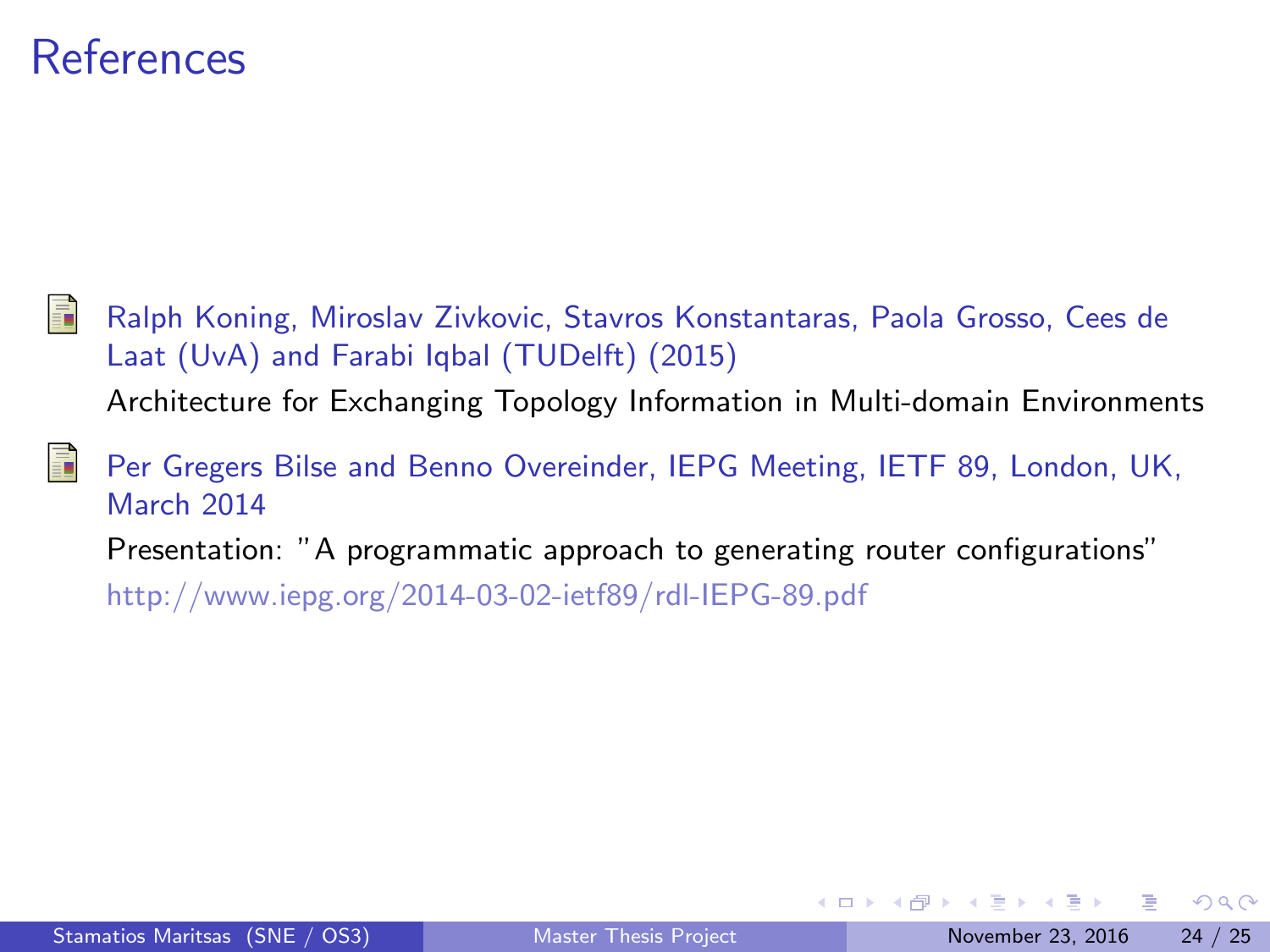# References

- Ralph Koning, Miroslav Zivkovic, Stavros Konstantaras, Paola Grosso, Cees de Laat (UvA) and Farabi Iqbal (TUDelft) (2015)

  Architecture for Exchanging Topology Information in Multi-domain Environments

- Per Gregers Bilse and Benno Overeinder, IEPG Meeting, IETF 89, London, UK, March 2014

  Presentation: "A programmatic approach to generating router configurations"

  http://www.iepg.org/2014-03-02-ietf89/rdl-IEPG-89.pdf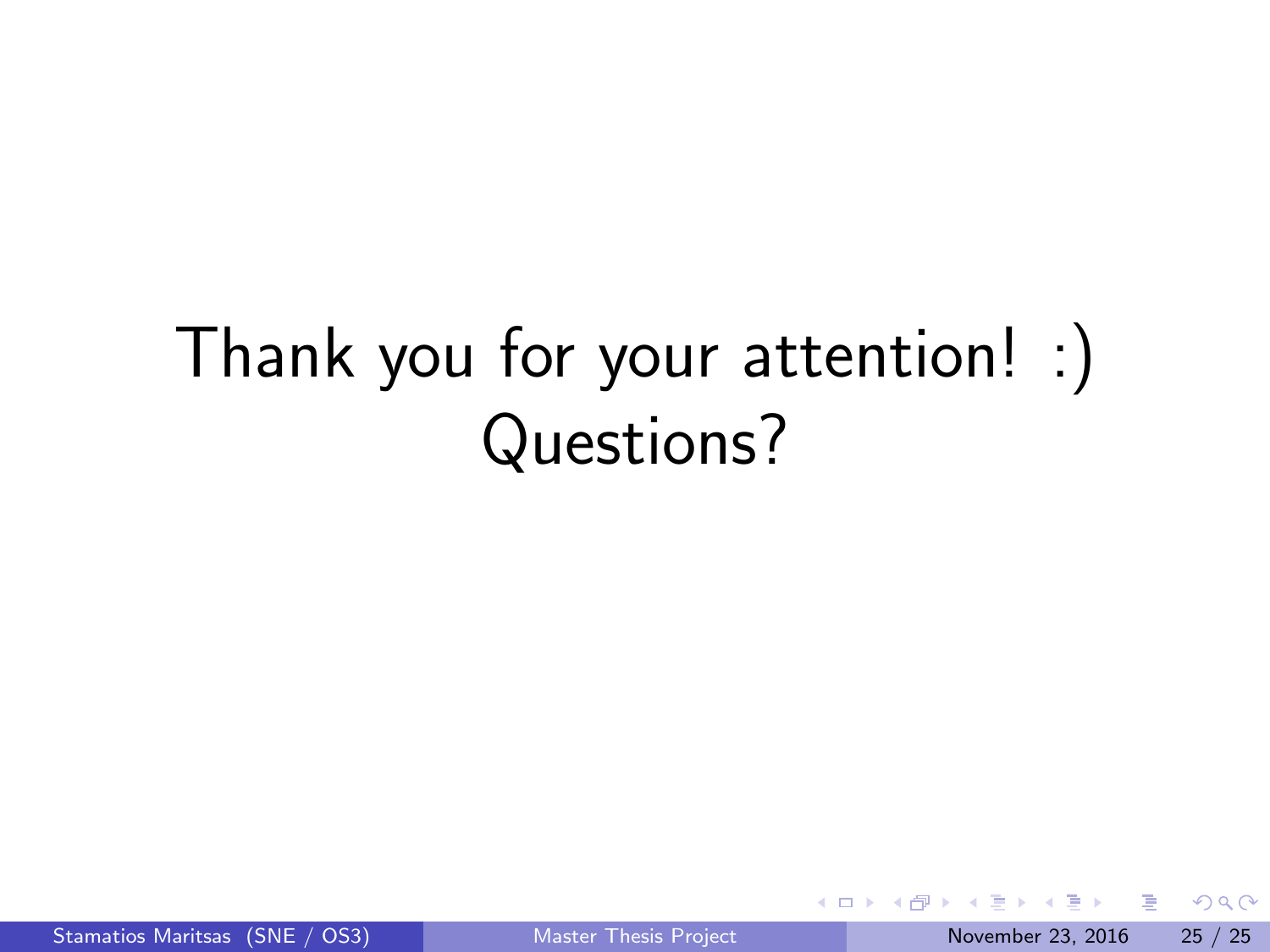Thank you for your attention! :)
Questions?